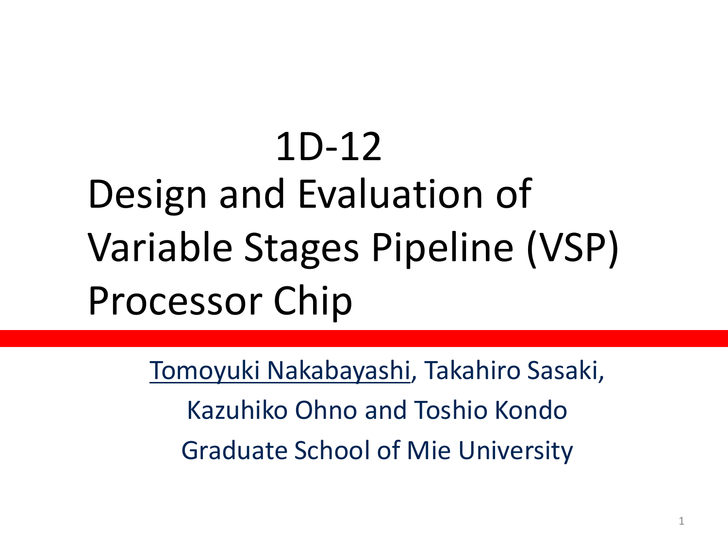# 1D-12
# Design and Evaluation of Variable Stages Pipeline (VSP) Processor Chip

Tomoyuki Nakabayashi, Takahiro Sasaki,
Kazuhiko Ohno and Toshio Kondo
Graduate School of Mie University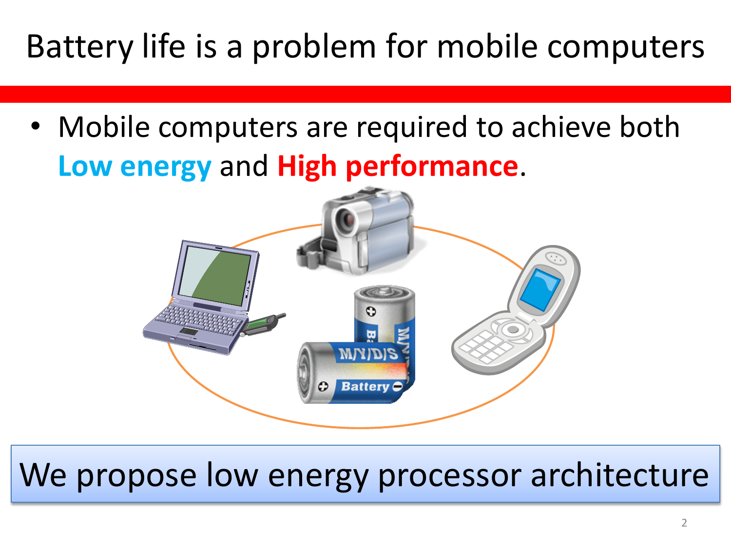# Battery life is a problem for mobile computers

- Mobile computers are required to achieve both **Low energy** and **High performance**.

We propose low energy processor architecture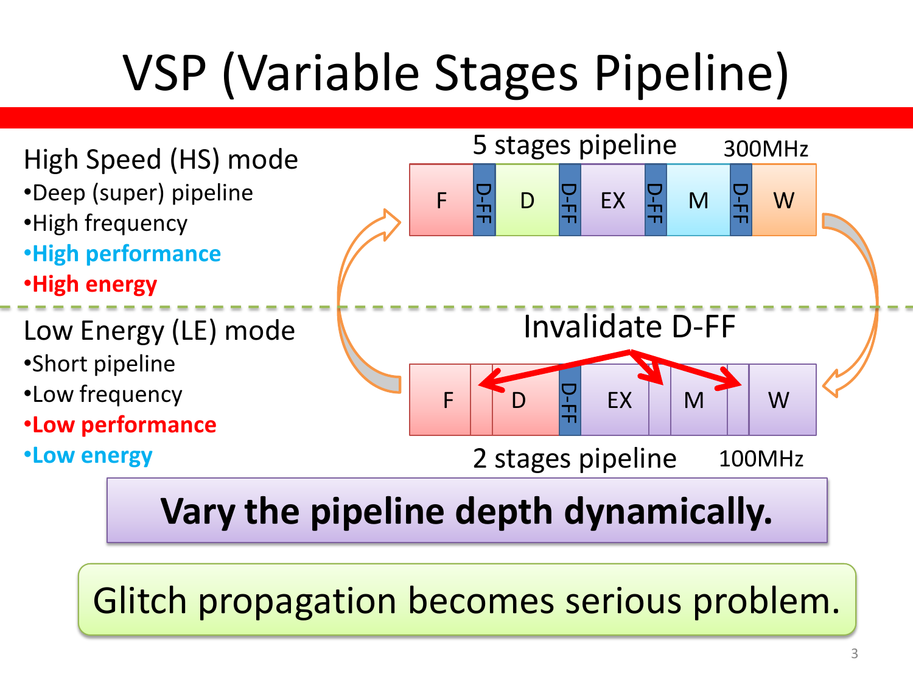# VSP (Variable Stages Pipeline)

High Speed (HS) mode

- Deep (super) pipeline
- High frequency
- **High performance**
- **High energy**

5 stages pipeline 300MHz

F | D-FF | D | D-FF | EX | D-FF | M | D-FF | W

Low Energy (LE) mode

- Short pipeline
- Low frequency
- **Low performance**
- **Low energy**

Invalidate D-FF

F | D | D-FF | EX | M | W

2 stages pipeline 100MHz

**Vary the pipeline depth dynamically.**

Glitch propagation becomes serious problem.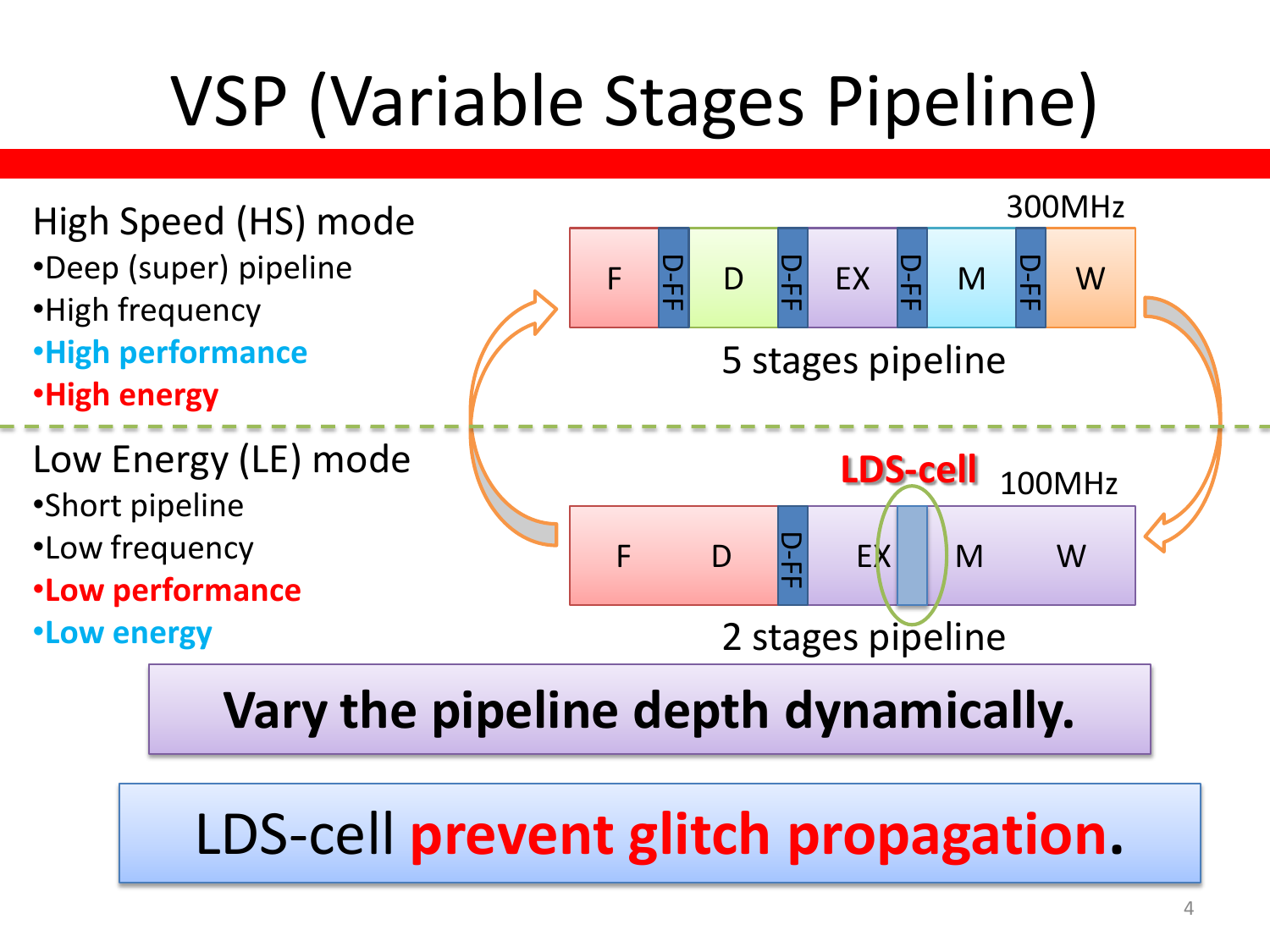# VSP (Variable Stages Pipeline)

High Speed (HS) mode

- Deep (super) pipeline
- High frequency
- **High performance**
- **High energy**

300MHz

| F | D-FF | D | D-FF | EX | D-FF | M | D-FF | W |
|---|---|---|---|---|---|---|---|---|

5 stages pipeline

Low Energy (LE) mode

- Short pipeline
- Low frequency
- **Low performance**
- **Low energy**

**LDS-cell** 100MHz

| F | D | D-FF | EX | LDS-cell | M | W |
|---|---|---|---|---|---|---|

2 stages pipeline

**Vary the pipeline depth dynamically.**

LDS-cell **prevent glitch propagation**.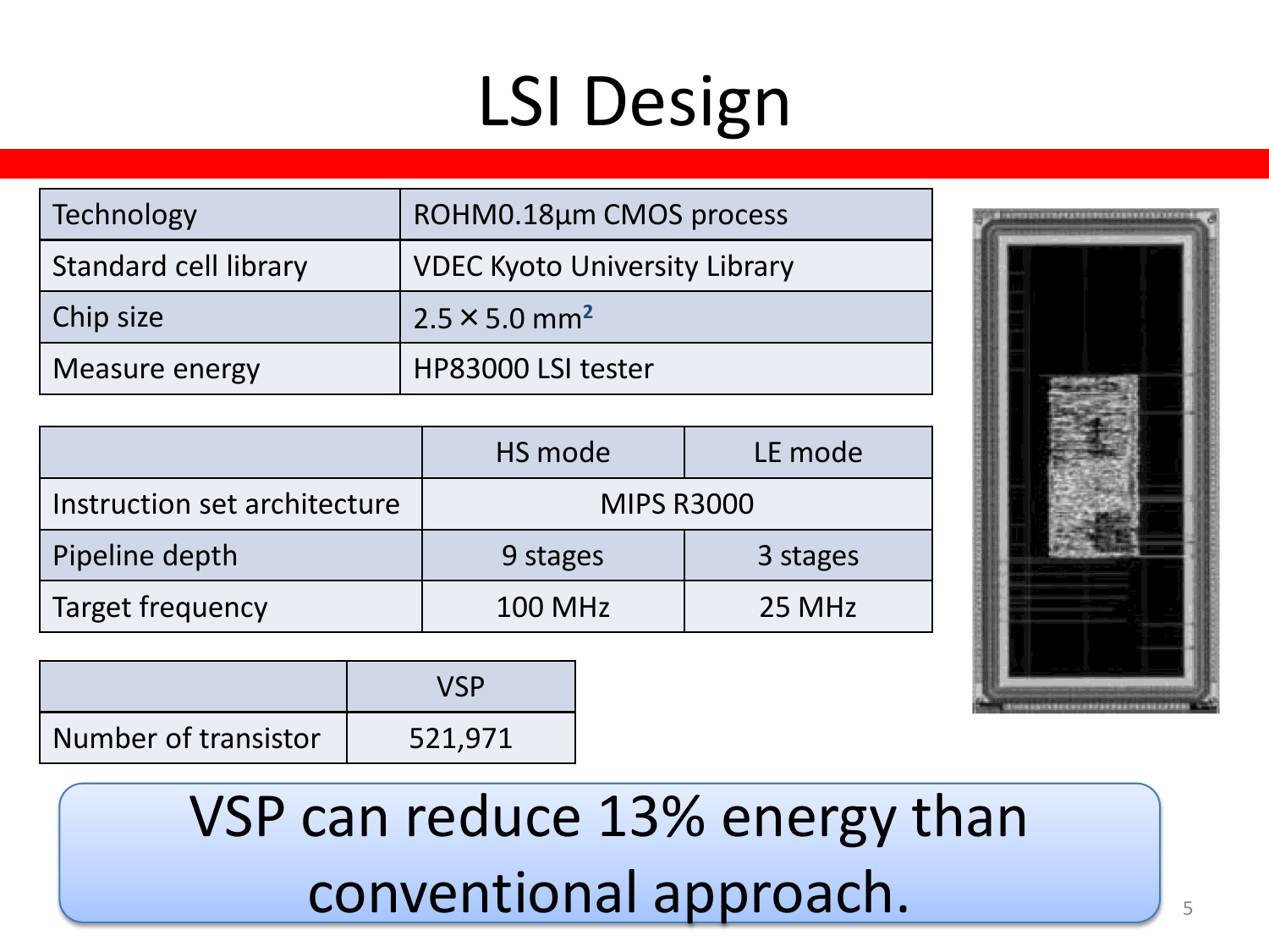# LSI Design

| | |
|---|---|
| Technology | ROHM0.18μm CMOS process |
| Standard cell library | VDEC Kyoto University Library |
| Chip size | 2.5 × 5.0 $mm^2$ |
| Measure energy | HP83000 LSI tester |

| | HS mode | LE mode |
|---|---|---|
| Instruction set architecture | MIPS R3000 | |
| Pipeline depth | 9 stages | 3 stages |
| Target frequency | 100 MHz | 25 MHz |

| | VSP |
|---|---|
| Number of transistor | 521,971 |

VSP can reduce 13% energy than conventional approach.